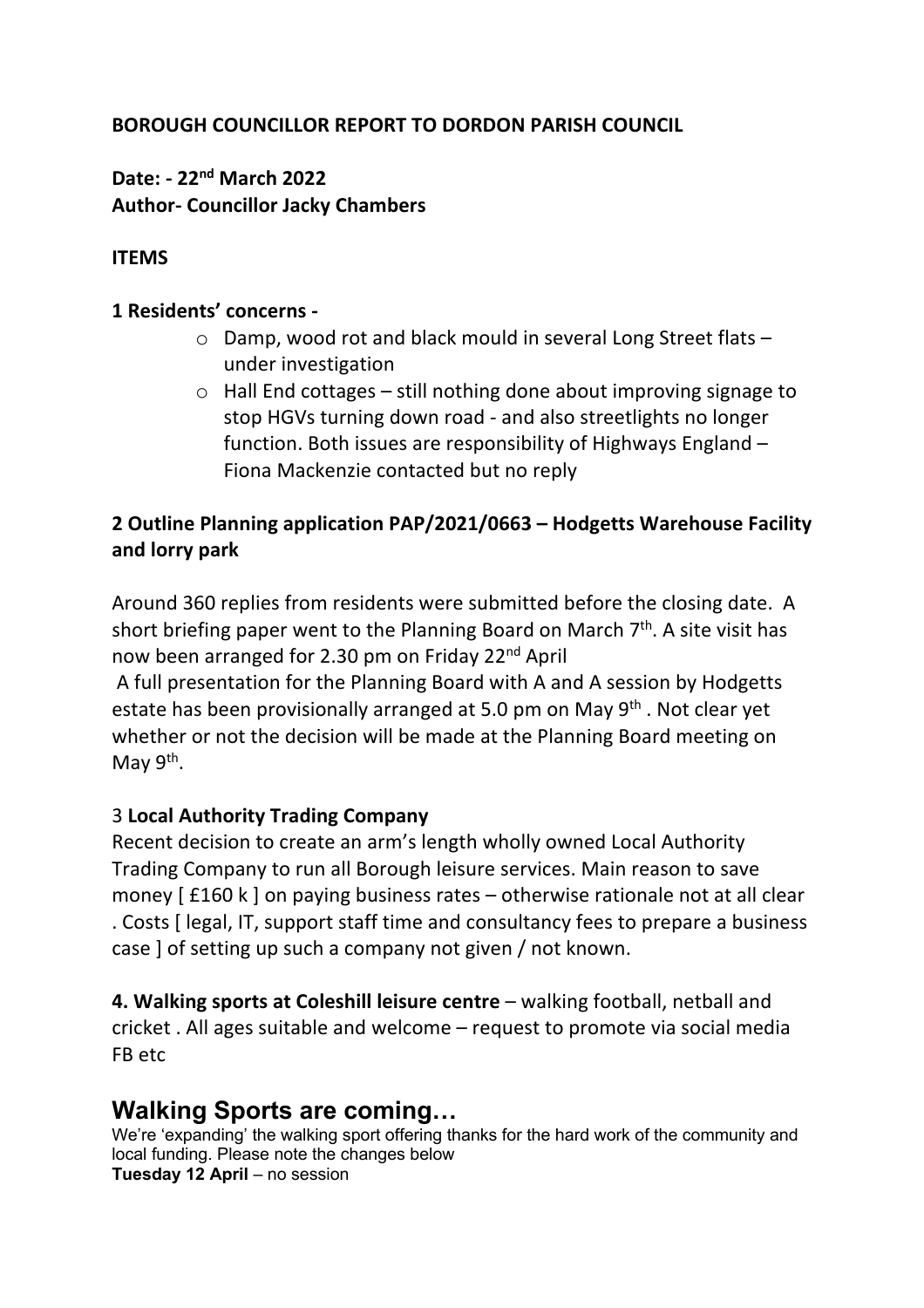**BOROUGH COUNCILLOR REPORT TO DORDON PARISH COUNCIL**

**Date: - 22nd March 2022**
**Author- Councillor Jacky Chambers**

**ITEMS**

**1 Residents' concerns -**

- Damp, wood rot and black mould in several Long Street flats – under investigation
- Hall End cottages – still nothing done about improving signage to stop HGVs turning down road - and also streetlights no longer function. Both issues are responsibility of Highways England – Fiona Mackenzie contacted but no reply

**2 Outline Planning application PAP/2021/0663 – Hodgetts Warehouse Facility and lorry park**

Around 360 replies from residents were submitted before the closing date. A short briefing paper went to the Planning Board on March 7th. A site visit has now been arranged for 2.30 pm on Friday 22nd April

A full presentation for the Planning Board with A and A session by Hodgetts estate has been provisionally arranged at 5.0 pm on May 9th . Not clear yet whether or not the decision will be made at the Planning Board meeting on May 9th.

3 **Local Authority Trading Company**

Recent decision to create an arm's length wholly owned Local Authority Trading Company to run all Borough leisure services. Main reason to save money [ £160 k ] on paying business rates – otherwise rationale not at all clear . Costs [ legal, IT, support staff time and consultancy fees to prepare a business case ] of setting up such a company not given / not known.

**4. Walking sports at Coleshill leisure centre** – walking football, netball and cricket . All ages suitable and welcome – request to promote via social media FB etc

## Walking Sports are coming…

We're 'expanding' the walking sport offering thanks for the hard work of the community and local funding. Please note the changes below

**Tuesday 12 April** – no session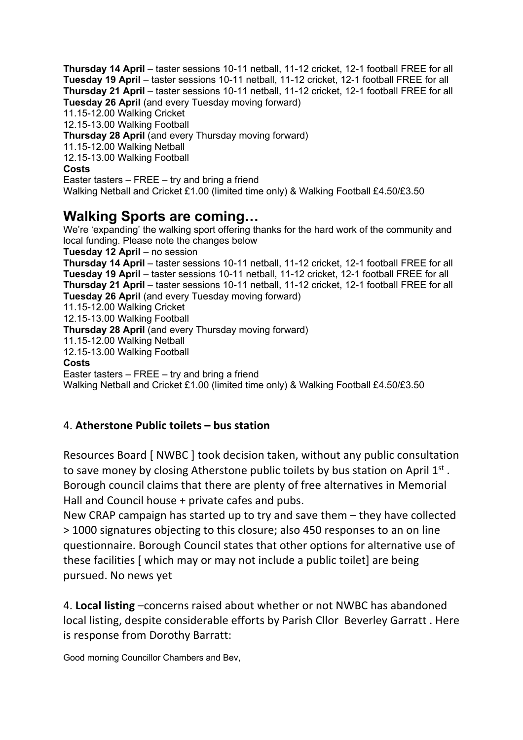**Thursday 14 April** – taster sessions 10-11 netball, 11-12 cricket, 12-1 football FREE for all
**Tuesday 19 April** – taster sessions 10-11 netball, 11-12 cricket, 12-1 football FREE for all
**Thursday 21 April** – taster sessions 10-11 netball, 11-12 cricket, 12-1 football FREE for all
**Tuesday 26 April** (and every Tuesday moving forward)
11.15-12.00 Walking Cricket
12.15-13.00 Walking Football
**Thursday 28 April** (and every Thursday moving forward)
11.15-12.00 Walking Netball
12.15-13.00 Walking Football
**Costs**
Easter tasters – FREE – try and bring a friend
Walking Netball and Cricket £1.00 (limited time only) & Walking Football £4.50/£3.50

## Walking Sports are coming…

We're 'expanding' the walking sport offering thanks for the hard work of the community and local funding. Please note the changes below
**Tuesday 12 April** – no session
**Thursday 14 April** – taster sessions 10-11 netball, 11-12 cricket, 12-1 football FREE for all
**Tuesday 19 April** – taster sessions 10-11 netball, 11-12 cricket, 12-1 football FREE for all
**Thursday 21 April** – taster sessions 10-11 netball, 11-12 cricket, 12-1 football FREE for all
**Tuesday 26 April** (and every Tuesday moving forward)
11.15-12.00 Walking Cricket
12.15-13.00 Walking Football
**Thursday 28 April** (and every Thursday moving forward)
11.15-12.00 Walking Netball
12.15-13.00 Walking Football
**Costs**
Easter tasters – FREE – try and bring a friend
Walking Netball and Cricket £1.00 (limited time only) & Walking Football £4.50/£3.50

4. **Atherstone Public toilets – bus station**

Resources Board [ NWBC ] took decision taken, without any public consultation to save money by closing Atherstone public toilets by bus station on April 1st . Borough council claims that there are plenty of free alternatives in Memorial Hall and Council house + private cafes and pubs.
New CRAP campaign has started up to try and save them – they have collected > 1000 signatures objecting to this closure; also 450 responses to an on line questionnaire. Borough Council states that other options for alternative use of these facilities [ which may or may not include a public toilet] are being pursued. No news yet

4. **Local listing** –concerns raised about whether or not NWBC has abandoned local listing, despite considerable efforts by Parish Cllor Beverley Garratt . Here is response from Dorothy Barratt:

Good morning Councillor Chambers and Bev,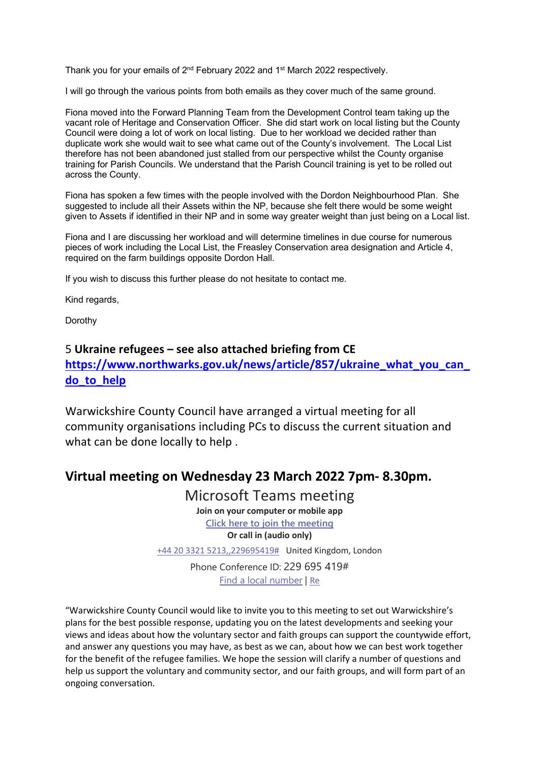Thank you for your emails of 2nd February 2022 and 1st March 2022 respectively.

I will go through the various points from both emails as they cover much of the same ground.

Fiona moved into the Forward Planning Team from the Development Control team taking up the vacant role of Heritage and Conservation Officer. She did start work on local listing but the County Council were doing a lot of work on local listing. Due to her workload we decided rather than duplicate work she would wait to see what came out of the County's involvement. The Local List therefore has not been abandoned just stalled from our perspective whilst the County organise training for Parish Councils. We understand that the Parish Council training is yet to be rolled out across the County.

Fiona has spoken a few times with the people involved with the Dordon Neighbourhood Plan. She suggested to include all their Assets within the NP, because she felt there would be some weight given to Assets if identified in their NP and in some way greater weight than just being on a Local list.

Fiona and I are discussing her workload and will determine timelines in due course for numerous pieces of work including the Local List, the Freasley Conservation area designation and Article 4, required on the farm buildings opposite Dordon Hall.

If you wish to discuss this further please do not hesitate to contact me.

Kind regards,

Dorothy

## 5 **Ukraine refugees – see also attached briefing from CE**

**https://www.northwarks.gov.uk/news/article/857/ukraine_what_you_can_do_to_help**

Warwickshire County Council have arranged a virtual meeting for all community organisations including PCs to discuss the current situation and what can be done locally to help .

## Virtual meeting on Wednesday 23 March 2022 7pm- 8.30pm.

Microsoft Teams meeting

**Join on your computer or mobile app**

Click here to join the meeting

**Or call in (audio only)**

+44 20 3321 5213,,229695419# United Kingdom, London

Phone Conference ID: 229 695 419#

Find a local number | Re

"Warwickshire County Council would like to invite you to this meeting to set out Warwickshire's plans for the best possible response, updating you on the latest developments and seeking your views and ideas about how the voluntary sector and faith groups can support the countywide effort, and answer any questions you may have, as best as we can, about how we can best work together for the benefit of the refugee families. We hope the session will clarify a number of questions and help us support the voluntary and community sector, and our faith groups, and will form part of an ongoing conversation.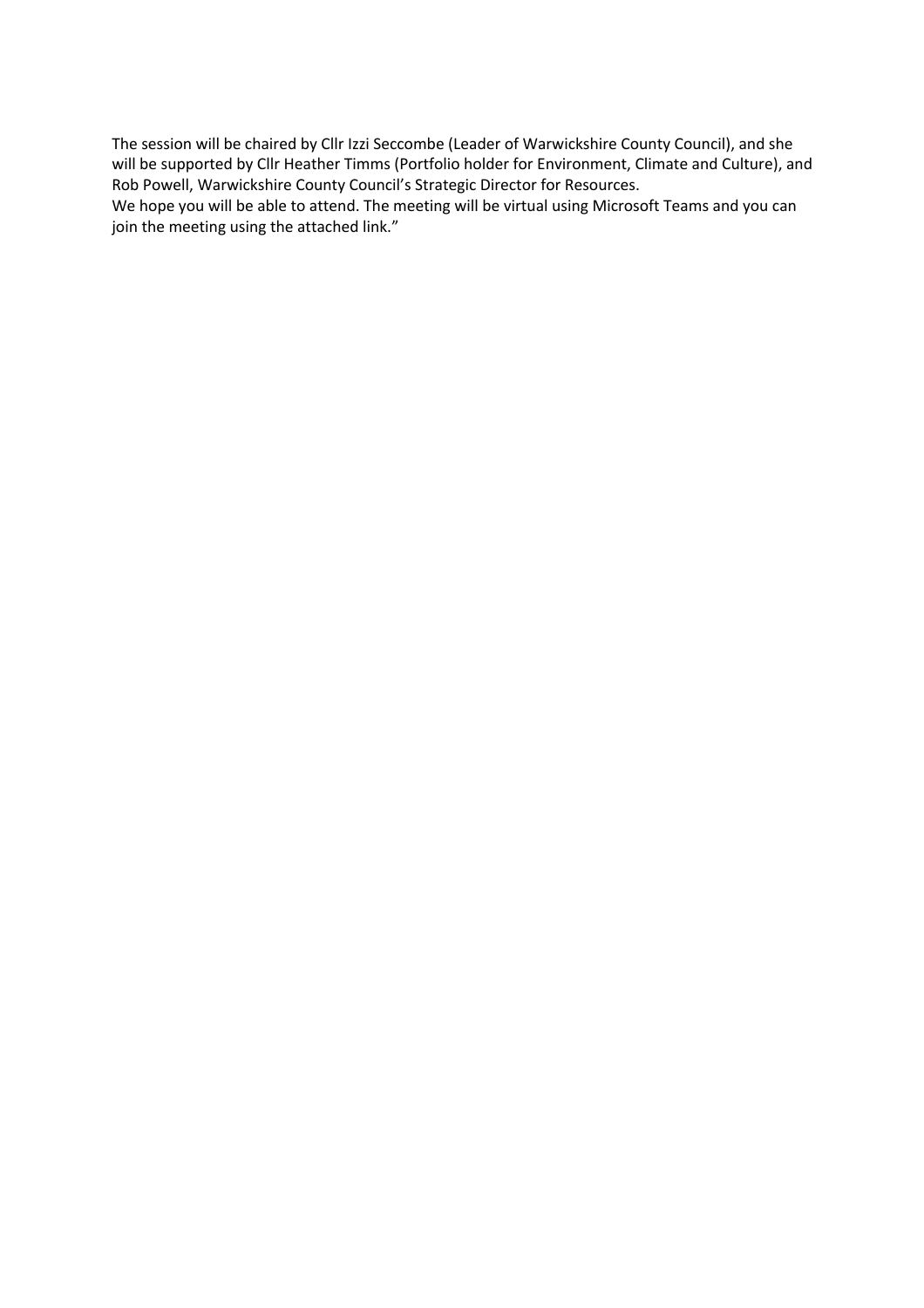The session will be chaired by Cllr Izzi Seccombe (Leader of Warwickshire County Council), and she will be supported by Cllr Heather Timms (Portfolio holder for Environment, Climate and Culture), and Rob Powell, Warwickshire County Council's Strategic Director for Resources.
We hope you will be able to attend. The meeting will be virtual using Microsoft Teams and you can join the meeting using the attached link."